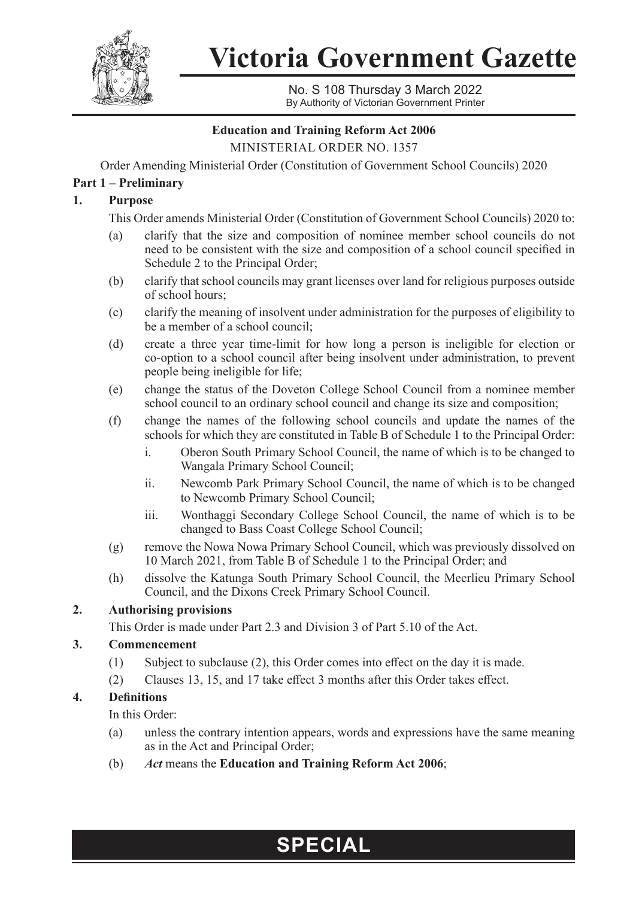# Victoria Government Gazette

No. S 108 Thursday 3 March 2022
By Authority of Victorian Government Printer

**Education and Training Reform Act 2006**

MINISTERIAL ORDER NO. 1357

Order Amending Ministerial Order (Constitution of Government School Councils) 2020

**Part 1 – Preliminary**

**1. Purpose**

This Order amends Ministerial Order (Constitution of Government School Councils) 2020 to:

(a) clarify that the size and composition of nominee member school councils do not need to be consistent with the size and composition of a school council specified in Schedule 2 to the Principal Order;

(b) clarify that school councils may grant licenses over land for religious purposes outside of school hours;

(c) clarify the meaning of insolvent under administration for the purposes of eligibility to be a member of a school council;

(d) create a three year time-limit for how long a person is ineligible for election or co-option to a school council after being insolvent under administration, to prevent people being ineligible for life;

(e) change the status of the Doveton College School Council from a nominee member school council to an ordinary school council and change its size and composition;

(f) change the names of the following school councils and update the names of the schools for which they are constituted in Table B of Schedule 1 to the Principal Order:

i. Oberon South Primary School Council, the name of which is to be changed to Wangala Primary School Council;

ii. Newcomb Park Primary School Council, the name of which is to be changed to Newcomb Primary School Council;

iii. Wonthaggi Secondary College School Council, the name of which is to be changed to Bass Coast College School Council;

(g) remove the Nowa Nowa Primary School Council, which was previously dissolved on 10 March 2021, from Table B of Schedule 1 to the Principal Order; and

(h) dissolve the Katunga South Primary School Council, the Meerlieu Primary School Council, and the Dixons Creek Primary School Council.

**2. Authorising provisions**

This Order is made under Part 2.3 and Division 3 of Part 5.10 of the Act.

**3. Commencement**

(1) Subject to subclause (2), this Order comes into effect on the day it is made.

(2) Clauses 13, 15, and 17 take effect 3 months after this Order takes effect.

**4. Definitions**

In this Order:

(a) unless the contrary intention appears, words and expressions have the same meaning as in the Act and Principal Order;

(b) ***Act*** means the **Education and Training Reform Act 2006**;

**SPECIAL**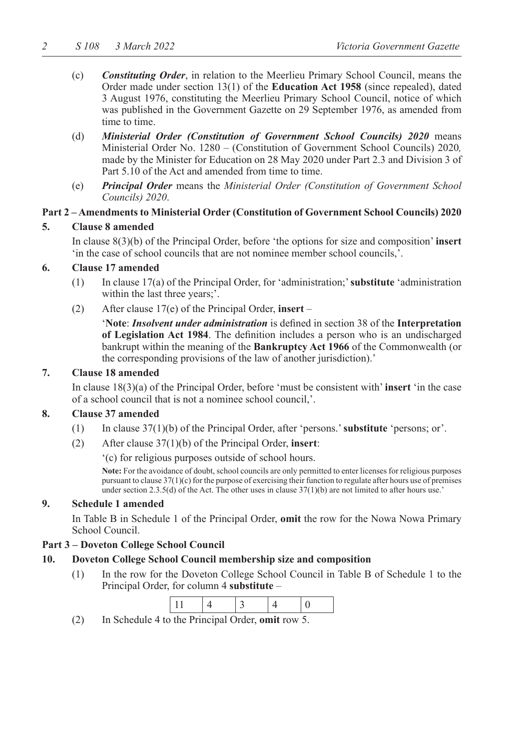(c) ***Constituting Order***, in relation to the Meerlieu Primary School Council, means the Order made under section 13(1) of the **Education Act 1958** (since repealed), dated 3 August 1976, constituting the Meerlieu Primary School Council, notice of which was published in the Government Gazette on 29 September 1976, as amended from time to time.

(d) ***Ministerial Order (Constitution of Government School Councils) 2020*** means Ministerial Order No. 1280 – (Constitution of Government School Councils) 2020*,* made by the Minister for Education on 28 May 2020 under Part 2.3 and Division 3 of Part 5.10 of the Act and amended from time to time.

(e) ***Principal Order*** means the *Ministerial Order (Constitution of Government School Councils) 2020*.

**Part 2 – Amendments to Ministerial Order (Constitution of Government School Councils) 2020**

**5. Clause 8 amended**

In clause 8(3)(b) of the Principal Order, before 'the options for size and composition' **insert** 'in the case of school councils that are not nominee member school councils,'.

**6. Clause 17 amended**

(1) In clause 17(a) of the Principal Order, for 'administration;' **substitute** 'administration within the last three years;'.

(2) After clause 17(e) of the Principal Order, **insert** –

'**Note**: ***Insolvent under administration*** is defined in section 38 of the **Interpretation of Legislation Act 1984**. The definition includes a person who is an undischarged bankrupt within the meaning of the **Bankruptcy Act 1966** of the Commonwealth (or the corresponding provisions of the law of another jurisdiction).'

**7. Clause 18 amended**

In clause 18(3)(a) of the Principal Order, before 'must be consistent with' **insert** 'in the case of a school council that is not a nominee school council,'.

**8. Clause 37 amended**

(1) In clause 37(1)(b) of the Principal Order, after 'persons.' **substitute** 'persons; or'.

(2) After clause 37(1)(b) of the Principal Order, **insert**:

'(c) for religious purposes outside of school hours.

**Note:** For the avoidance of doubt, school councils are only permitted to enter licenses for religious purposes pursuant to clause 37(1)(c) for the purpose of exercising their function to regulate after hours use of premises under section 2.3.5(d) of the Act. The other uses in clause 37(1)(b) are not limited to after hours use.'

**9. Schedule 1 amended**

In Table B in Schedule 1 of the Principal Order, **omit** the row for the Nowa Nowa Primary School Council.

**Part 3 – Doveton College School Council**

**10. Doveton College School Council membership size and composition**

(1) In the row for the Doveton College School Council in Table B of Schedule 1 to the Principal Order, for column 4 **substitute** –

| 11 | 4 | 3 | 4 | 0 |
|---|---|---|---|---|

(2) In Schedule 4 to the Principal Order, **omit** row 5.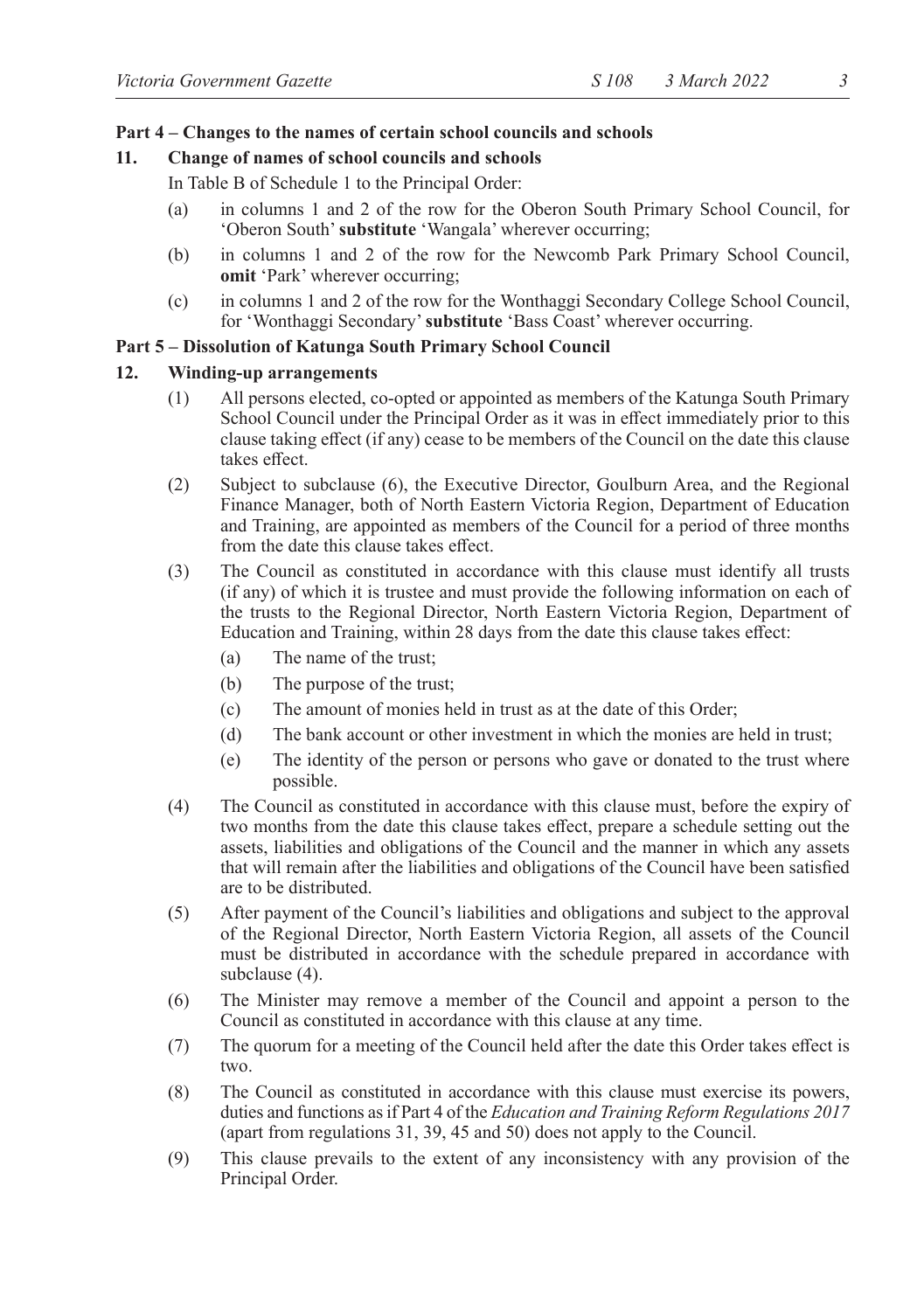### Part 4 – Changes to the names of certain school councils and schools

**11. Change of names of school councils and schools**

In Table B of Schedule 1 to the Principal Order:

(a) in columns 1 and 2 of the row for the Oberon South Primary School Council, for 'Oberon South' **substitute** 'Wangala' wherever occurring;

(b) in columns 1 and 2 of the row for the Newcomb Park Primary School Council, **omit** 'Park' wherever occurring;

(c) in columns 1 and 2 of the row for the Wonthaggi Secondary College School Council, for 'Wonthaggi Secondary' **substitute** 'Bass Coast' wherever occurring.

### Part 5 – Dissolution of Katunga South Primary School Council

**12. Winding-up arrangements**

(1) All persons elected, co-opted or appointed as members of the Katunga South Primary School Council under the Principal Order as it was in effect immediately prior to this clause taking effect (if any) cease to be members of the Council on the date this clause takes effect.

(2) Subject to subclause (6), the Executive Director, Goulburn Area, and the Regional Finance Manager, both of North Eastern Victoria Region, Department of Education and Training, are appointed as members of the Council for a period of three months from the date this clause takes effect.

(3) The Council as constituted in accordance with this clause must identify all trusts (if any) of which it is trustee and must provide the following information on each of the trusts to the Regional Director, North Eastern Victoria Region, Department of Education and Training, within 28 days from the date this clause takes effect:

  (a) The name of the trust;

  (b) The purpose of the trust;

  (c) The amount of monies held in trust as at the date of this Order;

  (d) The bank account or other investment in which the monies are held in trust;

  (e) The identity of the person or persons who gave or donated to the trust where possible.

(4) The Council as constituted in accordance with this clause must, before the expiry of two months from the date this clause takes effect, prepare a schedule setting out the assets, liabilities and obligations of the Council and the manner in which any assets that will remain after the liabilities and obligations of the Council have been satisfied are to be distributed.

(5) After payment of the Council's liabilities and obligations and subject to the approval of the Regional Director, North Eastern Victoria Region, all assets of the Council must be distributed in accordance with the schedule prepared in accordance with subclause (4).

(6) The Minister may remove a member of the Council and appoint a person to the Council as constituted in accordance with this clause at any time.

(7) The quorum for a meeting of the Council held after the date this Order takes effect is two.

(8) The Council as constituted in accordance with this clause must exercise its powers, duties and functions as if Part 4 of the *Education and Training Reform Regulations 2017* (apart from regulations 31, 39, 45 and 50) does not apply to the Council.

(9) This clause prevails to the extent of any inconsistency with any provision of the Principal Order.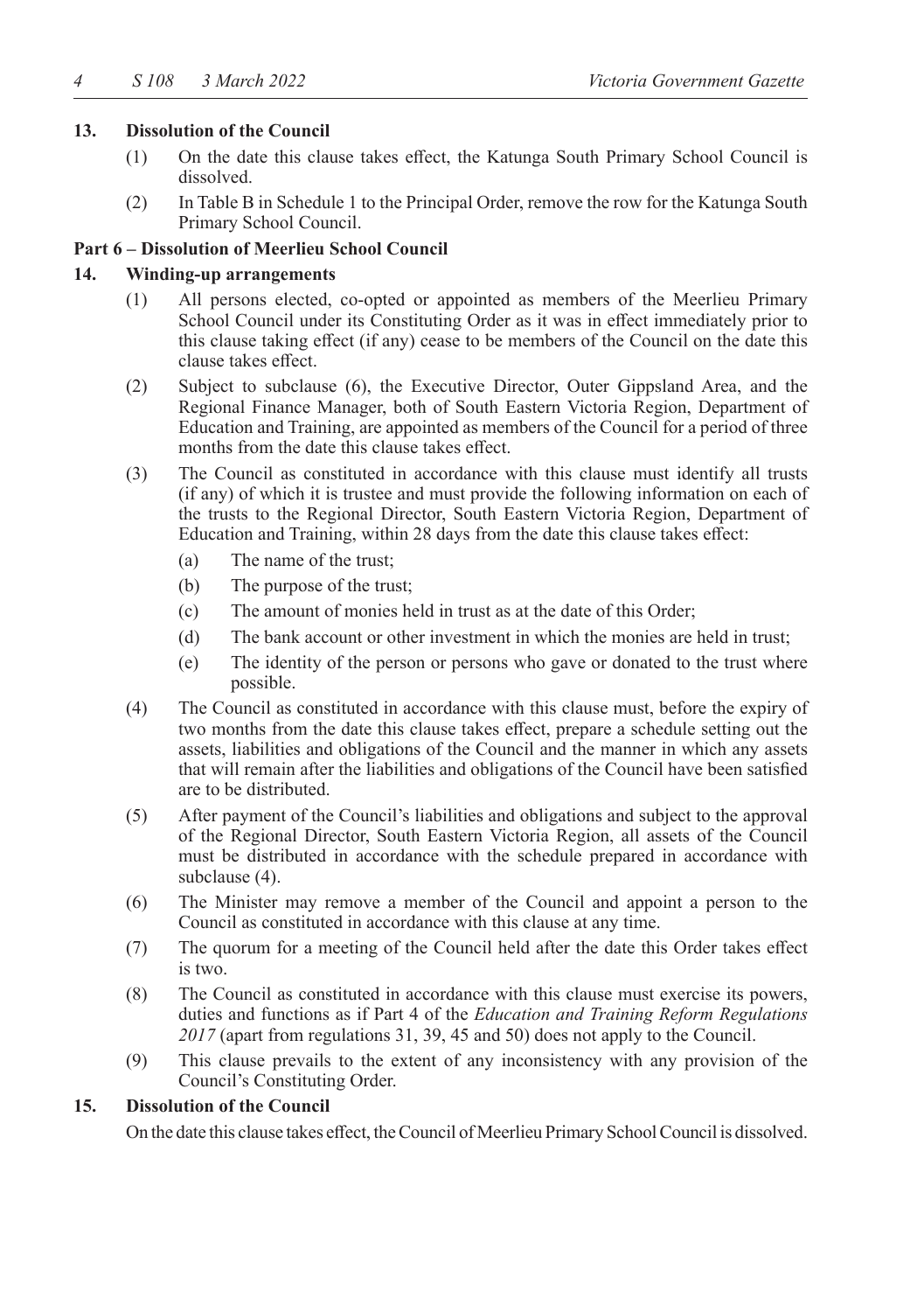**13. Dissolution of the Council**

(1) On the date this clause takes effect, the Katunga South Primary School Council is dissolved.

(2) In Table B in Schedule 1 to the Principal Order, remove the row for the Katunga South Primary School Council.

**Part 6 – Dissolution of Meerlieu School Council**

**14. Winding-up arrangements**

(1) All persons elected, co-opted or appointed as members of the Meerlieu Primary School Council under its Constituting Order as it was in effect immediately prior to this clause taking effect (if any) cease to be members of the Council on the date this clause takes effect.

(2) Subject to subclause (6), the Executive Director, Outer Gippsland Area, and the Regional Finance Manager, both of South Eastern Victoria Region, Department of Education and Training, are appointed as members of the Council for a period of three months from the date this clause takes effect.

(3) The Council as constituted in accordance with this clause must identify all trusts (if any) of which it is trustee and must provide the following information on each of the trusts to the Regional Director, South Eastern Victoria Region, Department of Education and Training, within 28 days from the date this clause takes effect:

- (a) The name of the trust;
- (b) The purpose of the trust;
- (c) The amount of monies held in trust as at the date of this Order;
- (d) The bank account or other investment in which the monies are held in trust;
- (e) The identity of the person or persons who gave or donated to the trust where possible.

(4) The Council as constituted in accordance with this clause must, before the expiry of two months from the date this clause takes effect, prepare a schedule setting out the assets, liabilities and obligations of the Council and the manner in which any assets that will remain after the liabilities and obligations of the Council have been satisfied are to be distributed.

(5) After payment of the Council's liabilities and obligations and subject to the approval of the Regional Director, South Eastern Victoria Region, all assets of the Council must be distributed in accordance with the schedule prepared in accordance with subclause (4).

(6) The Minister may remove a member of the Council and appoint a person to the Council as constituted in accordance with this clause at any time.

(7) The quorum for a meeting of the Council held after the date this Order takes effect is two.

(8) The Council as constituted in accordance with this clause must exercise its powers, duties and functions as if Part 4 of the *Education and Training Reform Regulations 2017* (apart from regulations 31, 39, 45 and 50) does not apply to the Council.

(9) This clause prevails to the extent of any inconsistency with any provision of the Council's Constituting Order.

**15. Dissolution of the Council**

On the date this clause takes effect, the Council of Meerlieu Primary School Council is dissolved.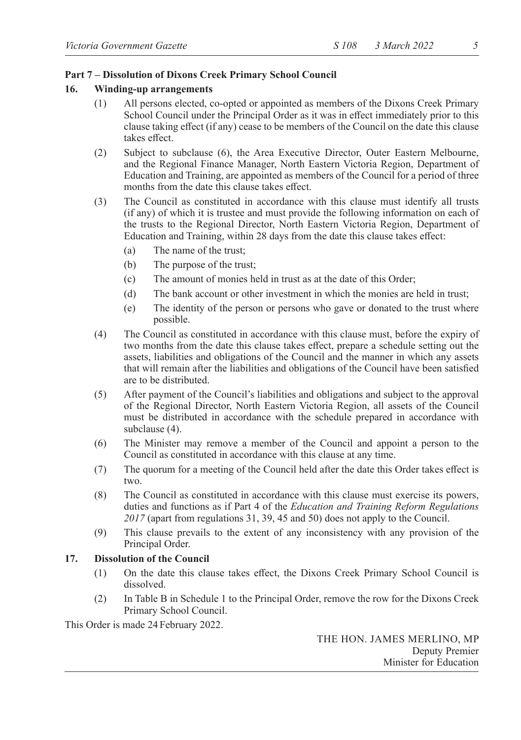## Part 7 – Dissolution of Dixons Creek Primary School Council

### 16. Winding-up arrangements

(1) All persons elected, co-opted or appointed as members of the Dixons Creek Primary School Council under the Principal Order as it was in effect immediately prior to this clause taking effect (if any) cease to be members of the Council on the date this clause takes effect.

(2) Subject to subclause (6), the Area Executive Director, Outer Eastern Melbourne, and the Regional Finance Manager, North Eastern Victoria Region, Department of Education and Training, are appointed as members of the Council for a period of three months from the date this clause takes effect.

(3) The Council as constituted in accordance with this clause must identify all trusts (if any) of which it is trustee and must provide the following information on each of the trusts to the Regional Director, North Eastern Victoria Region, Department of Education and Training, within 28 days from the date this clause takes effect:

- (a) The name of the trust;
- (b) The purpose of the trust;
- (c) The amount of monies held in trust as at the date of this Order;
- (d) The bank account or other investment in which the monies are held in trust;
- (e) The identity of the person or persons who gave or donated to the trust where possible.

(4) The Council as constituted in accordance with this clause must, before the expiry of two months from the date this clause takes effect, prepare a schedule setting out the assets, liabilities and obligations of the Council and the manner in which any assets that will remain after the liabilities and obligations of the Council have been satisfied are to be distributed.

(5) After payment of the Council's liabilities and obligations and subject to the approval of the Regional Director, North Eastern Victoria Region, all assets of the Council must be distributed in accordance with the schedule prepared in accordance with subclause (4).

(6) The Minister may remove a member of the Council and appoint a person to the Council as constituted in accordance with this clause at any time.

(7) The quorum for a meeting of the Council held after the date this Order takes effect is two.

(8) The Council as constituted in accordance with this clause must exercise its powers, duties and functions as if Part 4 of the *Education and Training Reform Regulations 2017* (apart from regulations 31, 39, 45 and 50) does not apply to the Council.

(9) This clause prevails to the extent of any inconsistency with any provision of the Principal Order.

### 17. Dissolution of the Council

(1) On the date this clause takes effect, the Dixons Creek Primary School Council is dissolved.

(2) In Table B in Schedule 1 to the Principal Order, remove the row for the Dixons Creek Primary School Council.

This Order is made 24 February 2022.

THE HON. JAMES MERLINO, MP
Deputy Premier
Minister for Education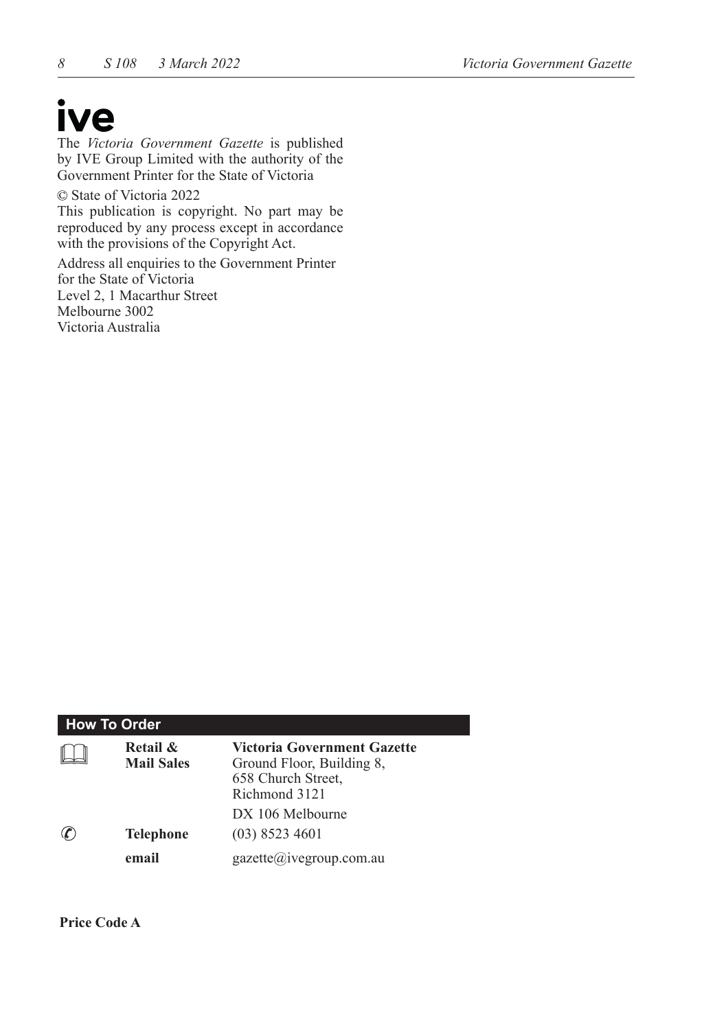**ive**

The *Victoria Government Gazette* is published by IVE Group Limited with the authority of the Government Printer for the State of Victoria

© State of Victoria 2022

This publication is copyright. No part may be reproduced by any process except in accordance with the provisions of the Copyright Act.

Address all enquiries to the Government Printer for the State of Victoria
Level 2, 1 Macarthur Street
Melbourne 3002
Victoria Australia

## How To Order

| | | |
|---|---|---|
| | **Retail & Mail Sales** | **Victoria Government Gazette** Ground Floor, Building 8, 658 Church Street, Richmond 3121 |
| | | DX 106 Melbourne |
| | **Telephone** | (03) 8523 4601 |
| | **email** | gazette@ivegroup.com.au |

**Price Code A**